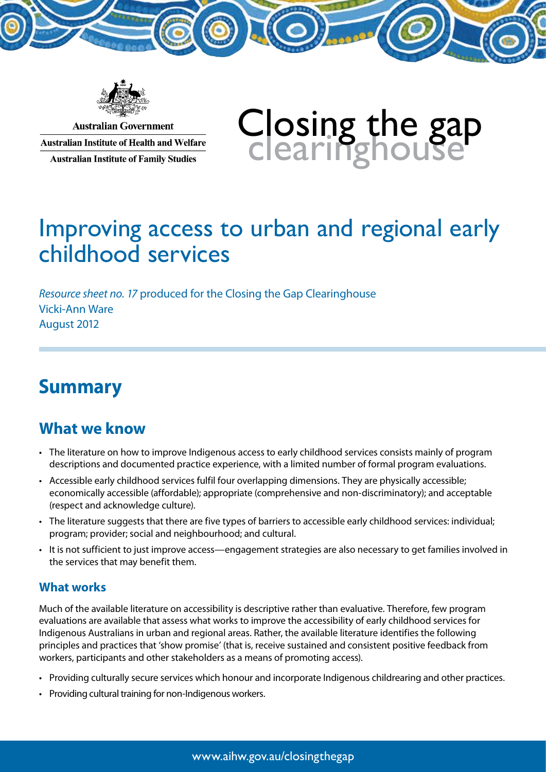Australian Government

Australian Institute of Health and Welfare

Australian Institute of Family Studies

Closing the gap clearinghouse

# Improving access to urban and regional early childhood services

*Resource sheet no. 17* produced for the Closing the Gap Clearinghouse

Vicki-Ann Ware

August 2012

## Summary

### What we know

- The literature on how to improve Indigenous access to early childhood services consists mainly of program descriptions and documented practice experience, with a limited number of formal program evaluations.
- Accessible early childhood services fulfil four overlapping dimensions. They are physically accessible; economically accessible (affordable); appropriate (comprehensive and non-discriminatory); and acceptable (respect and acknowledge culture).
- The literature suggests that there are five types of barriers to accessible early childhood services: individual; program; provider; social and neighbourhood; and cultural.
- It is not sufficient to just improve access—engagement strategies are also necessary to get families involved in the services that may benefit them.

#### What works

Much of the available literature on accessibility is descriptive rather than evaluative. Therefore, few program evaluations are available that assess what works to improve the accessibility of early childhood services for Indigenous Australians in urban and regional areas. Rather, the available literature identifies the following principles and practices that 'show promise' (that is, receive sustained and consistent positive feedback from workers, participants and other stakeholders as a means of promoting access).

- Providing culturally secure services which honour and incorporate Indigenous childrearing and other practices.
- Providing cultural training for non-Indigenous workers.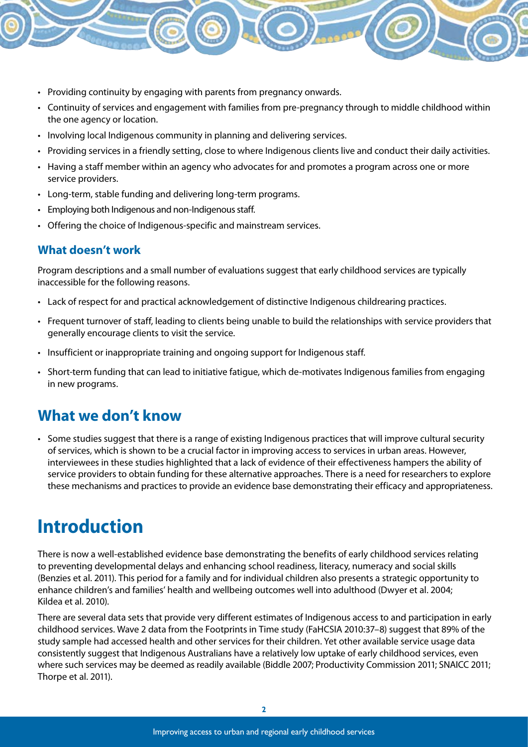- Providing continuity by engaging with parents from pregnancy onwards.
- Continuity of services and engagement with families from pre-pregnancy through to middle childhood within the one agency or location.
- Involving local Indigenous community in planning and delivering services.
- Providing services in a friendly setting, close to where Indigenous clients live and conduct their daily activities.
- Having a staff member within an agency who advocates for and promotes a program across one or more service providers.
- Long-term, stable funding and delivering long-term programs.
- Employing both Indigenous and non-Indigenous staff.
- Offering the choice of Indigenous-specific and mainstream services.

### What doesn't work

Program descriptions and a small number of evaluations suggest that early childhood services are typically inaccessible for the following reasons.

- Lack of respect for and practical acknowledgement of distinctive Indigenous childrearing practices.
- Frequent turnover of staff, leading to clients being unable to build the relationships with service providers that generally encourage clients to visit the service.
- Insufficient or inappropriate training and ongoing support for Indigenous staff.
- Short-term funding that can lead to initiative fatigue, which de-motivates Indigenous families from engaging in new programs.

## What we don't know

- Some studies suggest that there is a range of existing Indigenous practices that will improve cultural security of services, which is shown to be a crucial factor in improving access to services in urban areas. However, interviewees in these studies highlighted that a lack of evidence of their effectiveness hampers the ability of service providers to obtain funding for these alternative approaches. There is a need for researchers to explore these mechanisms and practices to provide an evidence base demonstrating their efficacy and appropriateness.

# Introduction

There is now a well-established evidence base demonstrating the benefits of early childhood services relating to preventing developmental delays and enhancing school readiness, literacy, numeracy and social skills (Benzies et al. 2011). This period for a family and for individual children also presents a strategic opportunity to enhance children's and families' health and wellbeing outcomes well into adulthood (Dwyer et al. 2004; Kildea et al. 2010).

There are several data sets that provide very different estimates of Indigenous access to and participation in early childhood services. Wave 2 data from the Footprints in Time study (FaHCSIA 2010:37–8) suggest that 89% of the study sample had accessed health and other services for their children. Yet other available service usage data consistently suggest that Indigenous Australians have a relatively low uptake of early childhood services, even where such services may be deemed as readily available (Biddle 2007; Productivity Commission 2011; SNAICC 2011; Thorpe et al. 2011).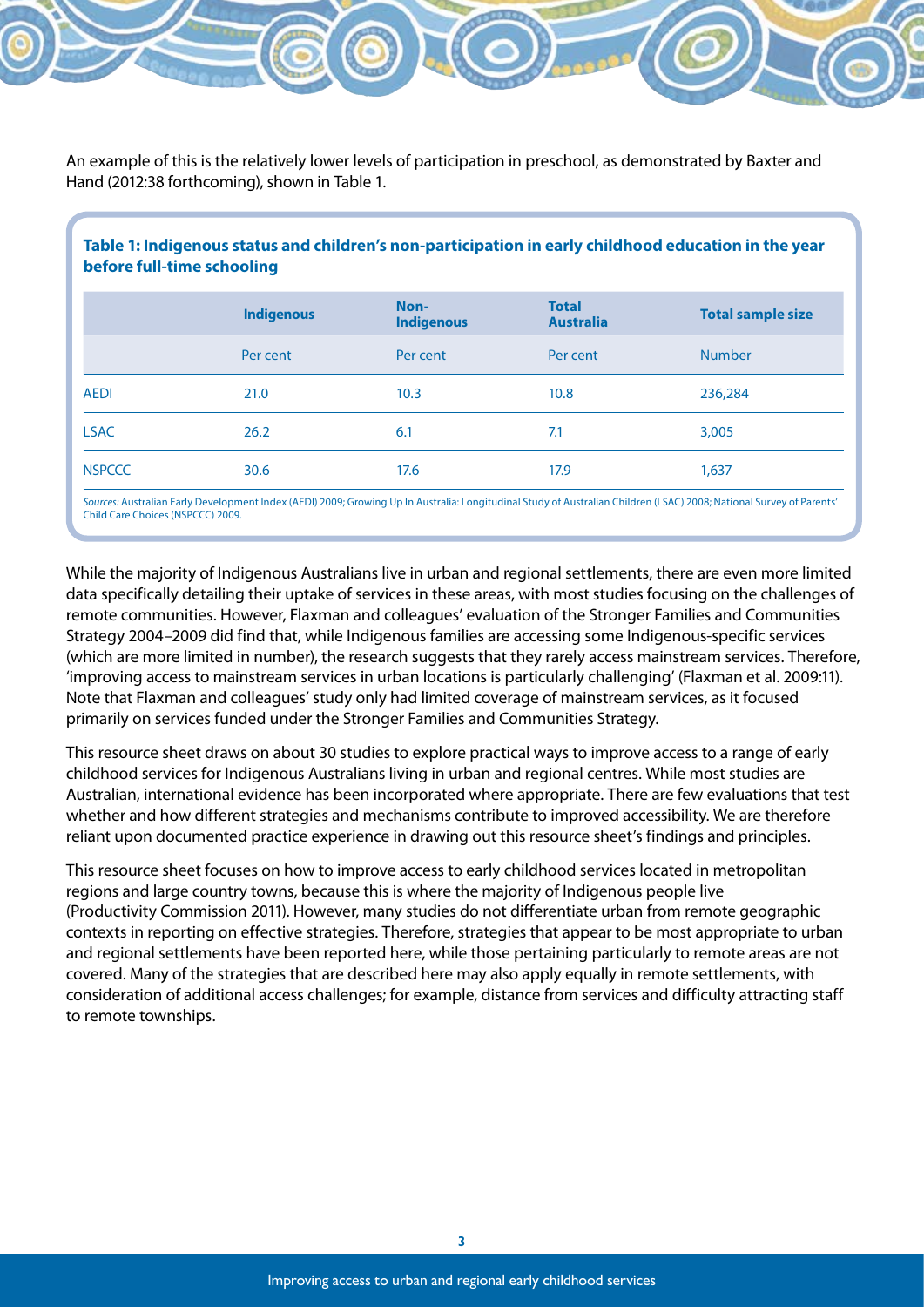An example of this is the relatively lower levels of participation in preschool, as demonstrated by Baxter and Hand (2012:38 forthcoming), shown in Table 1.

**Table 1: Indigenous status and children's non-participation in early childhood education in the year before full-time schooling**

| | Indigenous | Non-Indigenous | Total Australia | Total sample size |
|---|---|---|---|---|
| | Per cent | Per cent | Per cent | Number |
| AEDI | 21.0 | 10.3 | 10.8 | 236,284 |
| LSAC | 26.2 | 6.1 | 7.1 | 3,005 |
| NSPCCC | 30.6 | 17.6 | 17.9 | 1,637 |

*Sources:* Australian Early Development Index (AEDI) 2009; Growing Up In Australia: Longitudinal Study of Australian Children (LSAC) 2008; National Survey of Parents' Child Care Choices (NSPCCC) 2009.

While the majority of Indigenous Australians live in urban and regional settlements, there are even more limited data specifically detailing their uptake of services in these areas, with most studies focusing on the challenges of remote communities. However, Flaxman and colleagues' evaluation of the Stronger Families and Communities Strategy 2004–2009 did find that, while Indigenous families are accessing some Indigenous-specific services (which are more limited in number), the research suggests that they rarely access mainstream services. Therefore, 'improving access to mainstream services in urban locations is particularly challenging' (Flaxman et al. 2009:11). Note that Flaxman and colleagues' study only had limited coverage of mainstream services, as it focused primarily on services funded under the Stronger Families and Communities Strategy.

This resource sheet draws on about 30 studies to explore practical ways to improve access to a range of early childhood services for Indigenous Australians living in urban and regional centres. While most studies are Australian, international evidence has been incorporated where appropriate. There are few evaluations that test whether and how different strategies and mechanisms contribute to improved accessibility. We are therefore reliant upon documented practice experience in drawing out this resource sheet's findings and principles.

This resource sheet focuses on how to improve access to early childhood services located in metropolitan regions and large country towns, because this is where the majority of Indigenous people live (Productivity Commission 2011). However, many studies do not differentiate urban from remote geographic contexts in reporting on effective strategies. Therefore, strategies that appear to be most appropriate to urban and regional settlements have been reported here, while those pertaining particularly to remote areas are not covered. Many of the strategies that are described here may also apply equally in remote settlements, with consideration of additional access challenges; for example, distance from services and difficulty attracting staff to remote townships.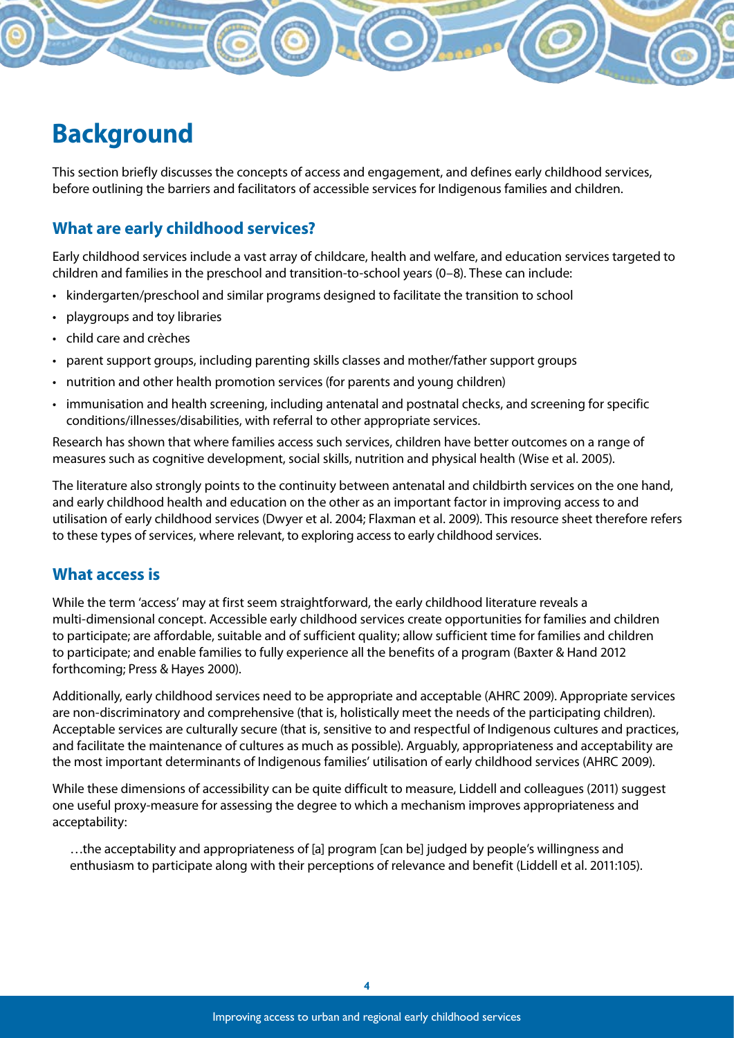# Background

This section briefly discusses the concepts of access and engagement, and defines early childhood services, before outlining the barriers and facilitators of accessible services for Indigenous families and children.

## What are early childhood services?

Early childhood services include a vast array of childcare, health and welfare, and education services targeted to children and families in the preschool and transition-to-school years (0–8). These can include:

- kindergarten/preschool and similar programs designed to facilitate the transition to school
- playgroups and toy libraries
- child care and crèches
- parent support groups, including parenting skills classes and mother/father support groups
- nutrition and other health promotion services (for parents and young children)
- immunisation and health screening, including antenatal and postnatal checks, and screening for specific conditions/illnesses/disabilities, with referral to other appropriate services.

Research has shown that where families access such services, children have better outcomes on a range of measures such as cognitive development, social skills, nutrition and physical health (Wise et al. 2005).

The literature also strongly points to the continuity between antenatal and childbirth services on the one hand, and early childhood health and education on the other as an important factor in improving access to and utilisation of early childhood services (Dwyer et al. 2004; Flaxman et al. 2009). This resource sheet therefore refers to these types of services, where relevant, to exploring access to early childhood services.

## What access is

While the term 'access' may at first seem straightforward, the early childhood literature reveals a multi-dimensional concept. Accessible early childhood services create opportunities for families and children to participate; are affordable, suitable and of sufficient quality; allow sufficient time for families and children to participate; and enable families to fully experience all the benefits of a program (Baxter & Hand 2012 forthcoming; Press & Hayes 2000).

Additionally, early childhood services need to be appropriate and acceptable (AHRC 2009). Appropriate services are non-discriminatory and comprehensive (that is, holistically meet the needs of the participating children). Acceptable services are culturally secure (that is, sensitive to and respectful of Indigenous cultures and practices, and facilitate the maintenance of cultures as much as possible). Arguably, appropriateness and acceptability are the most important determinants of Indigenous families' utilisation of early childhood services (AHRC 2009).

While these dimensions of accessibility can be quite difficult to measure, Liddell and colleagues (2011) suggest one useful proxy-measure for assessing the degree to which a mechanism improves appropriateness and acceptability:

> …the acceptability and appropriateness of [a] program [can be] judged by people's willingness and enthusiasm to participate along with their perceptions of relevance and benefit (Liddell et al. 2011:105).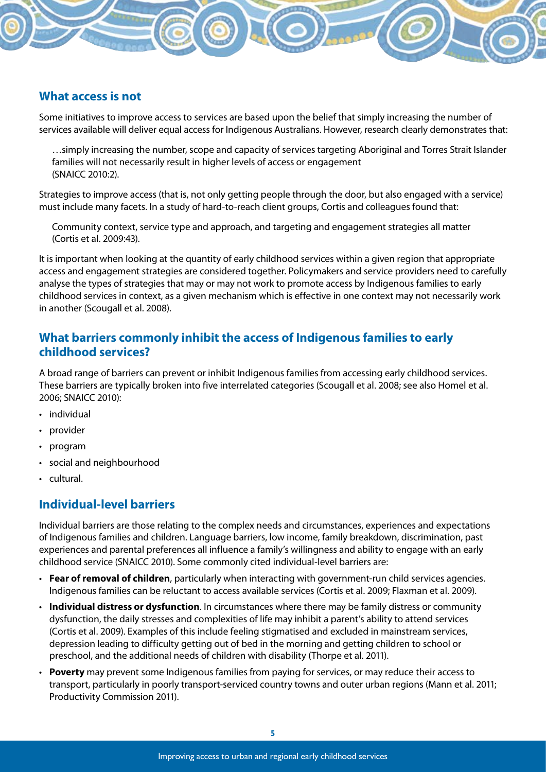## What access is not

Some initiatives to improve access to services are based upon the belief that simply increasing the number of services available will deliver equal access for Indigenous Australians. However, research clearly demonstrates that:

> …simply increasing the number, scope and capacity of services targeting Aboriginal and Torres Strait Islander families will not necessarily result in higher levels of access or engagement (SNAICC 2010:2).

Strategies to improve access (that is, not only getting people through the door, but also engaged with a service) must include many facets. In a study of hard-to-reach client groups, Cortis and colleagues found that:

> Community context, service type and approach, and targeting and engagement strategies all matter (Cortis et al. 2009:43).

It is important when looking at the quantity of early childhood services within a given region that appropriate access and engagement strategies are considered together. Policymakers and service providers need to carefully analyse the types of strategies that may or may not work to promote access by Indigenous families to early childhood services in context, as a given mechanism which is effective in one context may not necessarily work in another (Scougall et al. 2008).

## What barriers commonly inhibit the access of Indigenous families to early childhood services?

A broad range of barriers can prevent or inhibit Indigenous families from accessing early childhood services. These barriers are typically broken into five interrelated categories (Scougall et al. 2008; see also Homel et al. 2006; SNAICC 2010):

- individual
- provider
- program
- social and neighbourhood
- cultural.

## Individual-level barriers

Individual barriers are those relating to the complex needs and circumstances, experiences and expectations of Indigenous families and children. Language barriers, low income, family breakdown, discrimination, past experiences and parental preferences all influence a family's willingness and ability to engage with an early childhood service (SNAICC 2010). Some commonly cited individual-level barriers are:

- **Fear of removal of children**, particularly when interacting with government-run child services agencies. Indigenous families can be reluctant to access available services (Cortis et al. 2009; Flaxman et al. 2009).
- **Individual distress or dysfunction**. In circumstances where there may be family distress or community dysfunction, the daily stresses and complexities of life may inhibit a parent's ability to attend services (Cortis et al. 2009). Examples of this include feeling stigmatised and excluded in mainstream services, depression leading to difficulty getting out of bed in the morning and getting children to school or preschool, and the additional needs of children with disability (Thorpe et al. 2011).
- **Poverty** may prevent some Indigenous families from paying for services, or may reduce their access to transport, particularly in poorly transport-serviced country towns and outer urban regions (Mann et al. 2011; Productivity Commission 2011).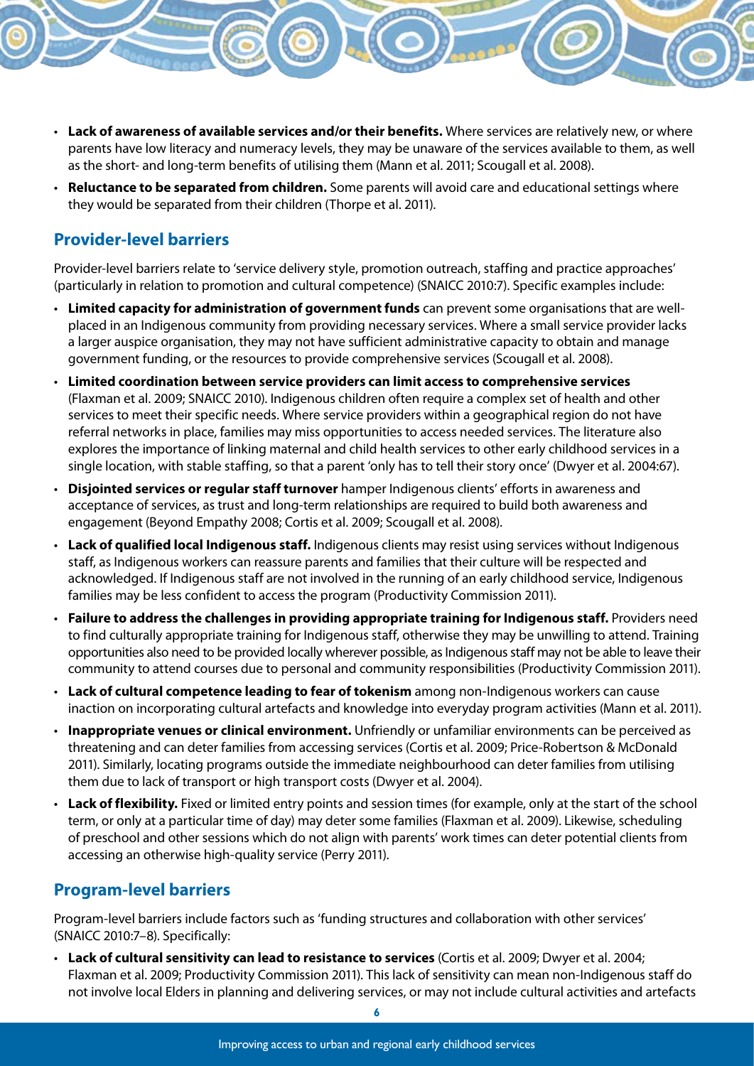- **Lack of awareness of available services and/or their benefits.** Where services are relatively new, or where parents have low literacy and numeracy levels, they may be unaware of the services available to them, as well as the short- and long-term benefits of utilising them (Mann et al. 2011; Scougall et al. 2008).
- **Reluctance to be separated from children.** Some parents will avoid care and educational settings where they would be separated from their children (Thorpe et al. 2011).

## Provider-level barriers

Provider-level barriers relate to 'service delivery style, promotion outreach, staffing and practice approaches' (particularly in relation to promotion and cultural competence) (SNAICC 2010:7). Specific examples include:

- **Limited capacity for administration of government funds** can prevent some organisations that are well-placed in an Indigenous community from providing necessary services. Where a small service provider lacks a larger auspice organisation, they may not have sufficient administrative capacity to obtain and manage government funding, or the resources to provide comprehensive services (Scougall et al. 2008).
- **Limited coordination between service providers can limit access to comprehensive services** (Flaxman et al. 2009; SNAICC 2010). Indigenous children often require a complex set of health and other services to meet their specific needs. Where service providers within a geographical region do not have referral networks in place, families may miss opportunities to access needed services. The literature also explores the importance of linking maternal and child health services to other early childhood services in a single location, with stable staffing, so that a parent 'only has to tell their story once' (Dwyer et al. 2004:67).
- **Disjointed services or regular staff turnover** hamper Indigenous clients' efforts in awareness and acceptance of services, as trust and long-term relationships are required to build both awareness and engagement (Beyond Empathy 2008; Cortis et al. 2009; Scougall et al. 2008).
- **Lack of qualified local Indigenous staff.** Indigenous clients may resist using services without Indigenous staff, as Indigenous workers can reassure parents and families that their culture will be respected and acknowledged. If Indigenous staff are not involved in the running of an early childhood service, Indigenous families may be less confident to access the program (Productivity Commission 2011).
- **Failure to address the challenges in providing appropriate training for Indigenous staff.** Providers need to find culturally appropriate training for Indigenous staff, otherwise they may be unwilling to attend. Training opportunities also need to be provided locally wherever possible, as Indigenous staff may not be able to leave their community to attend courses due to personal and community responsibilities (Productivity Commission 2011).
- **Lack of cultural competence leading to fear of tokenism** among non-Indigenous workers can cause inaction on incorporating cultural artefacts and knowledge into everyday program activities (Mann et al. 2011).
- **Inappropriate venues or clinical environment.** Unfriendly or unfamiliar environments can be perceived as threatening and can deter families from accessing services (Cortis et al. 2009; Price-Robertson & McDonald 2011). Similarly, locating programs outside the immediate neighbourhood can deter families from utilising them due to lack of transport or high transport costs (Dwyer et al. 2004).
- **Lack of flexibility.** Fixed or limited entry points and session times (for example, only at the start of the school term, or only at a particular time of day) may deter some families (Flaxman et al. 2009). Likewise, scheduling of preschool and other sessions which do not align with parents' work times can deter potential clients from accessing an otherwise high-quality service (Perry 2011).

## Program-level barriers

Program-level barriers include factors such as 'funding structures and collaboration with other services' (SNAICC 2010:7–8). Specifically:

- **Lack of cultural sensitivity can lead to resistance to services** (Cortis et al. 2009; Dwyer et al. 2004; Flaxman et al. 2009; Productivity Commission 2011). This lack of sensitivity can mean non-Indigenous staff do not involve local Elders in planning and delivering services, or may not include cultural activities and artefacts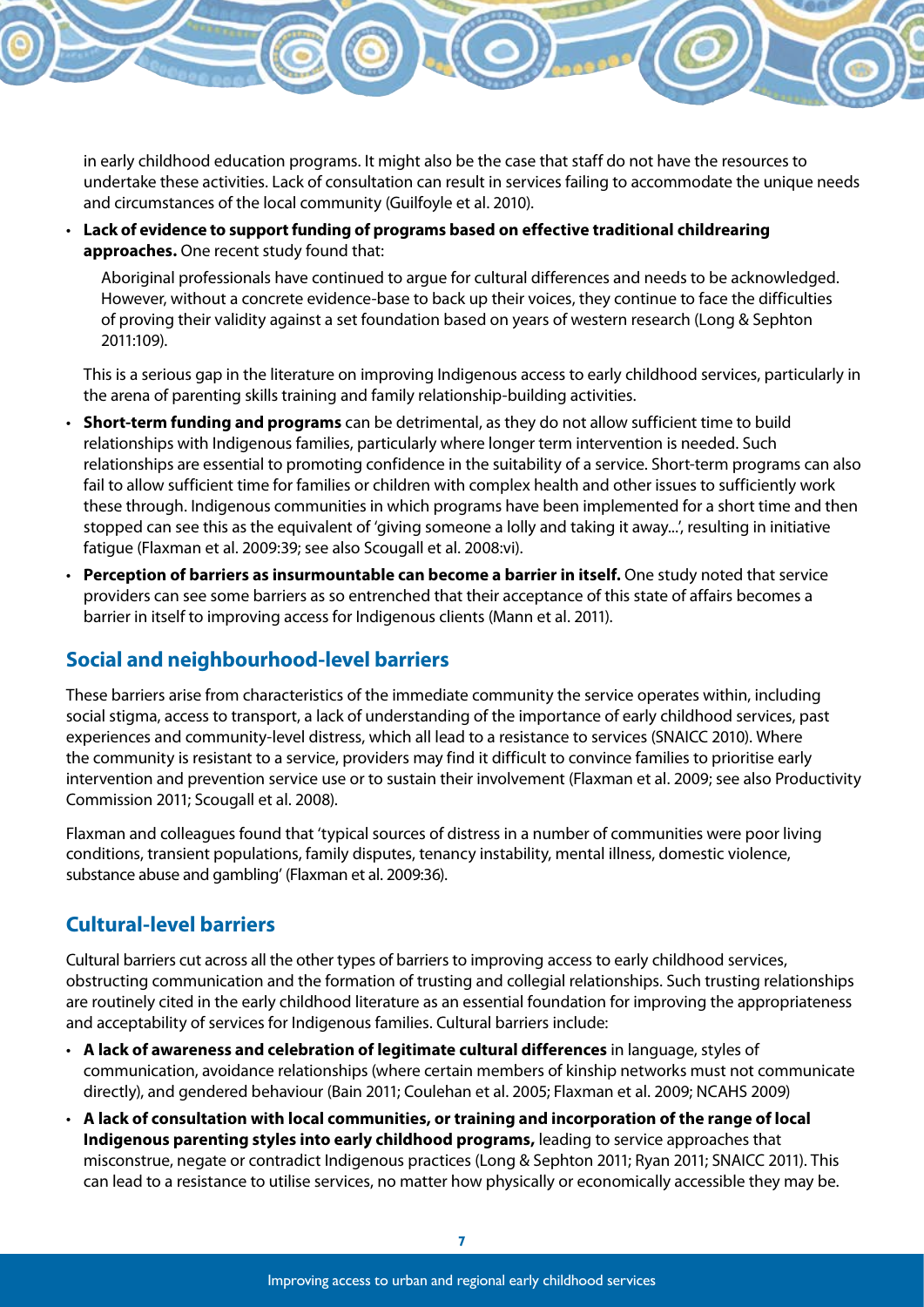in early childhood education programs. It might also be the case that staff do not have the resources to undertake these activities. Lack of consultation can result in services failing to accommodate the unique needs and circumstances of the local community (Guilfoyle et al. 2010).

- **Lack of evidence to support funding of programs based on effective traditional childrearing approaches.** One recent study found that:

  > Aboriginal professionals have continued to argue for cultural differences and needs to be acknowledged. However, without a concrete evidence-base to back up their voices, they continue to face the difficulties of proving their validity against a set foundation based on years of western research (Long & Sephton 2011:109).

  This is a serious gap in the literature on improving Indigenous access to early childhood services, particularly in the arena of parenting skills training and family relationship-building activities.

- **Short-term funding and programs** can be detrimental, as they do not allow sufficient time to build relationships with Indigenous families, particularly where longer term intervention is needed. Such relationships are essential to promoting confidence in the suitability of a service. Short-term programs can also fail to allow sufficient time for families or children with complex health and other issues to sufficiently work these through. Indigenous communities in which programs have been implemented for a short time and then stopped can see this as the equivalent of 'giving someone a lolly and taking it away...', resulting in initiative fatigue (Flaxman et al. 2009:39; see also Scougall et al. 2008:vi).
- **Perception of barriers as insurmountable can become a barrier in itself.** One study noted that service providers can see some barriers as so entrenched that their acceptance of this state of affairs becomes a barrier in itself to improving access for Indigenous clients (Mann et al. 2011).

## Social and neighbourhood-level barriers

These barriers arise from characteristics of the immediate community the service operates within, including social stigma, access to transport, a lack of understanding of the importance of early childhood services, past experiences and community-level distress, which all lead to a resistance to services (SNAICC 2010). Where the community is resistant to a service, providers may find it difficult to convince families to prioritise early intervention and prevention service use or to sustain their involvement (Flaxman et al. 2009; see also Productivity Commission 2011; Scougall et al. 2008).

Flaxman and colleagues found that 'typical sources of distress in a number of communities were poor living conditions, transient populations, family disputes, tenancy instability, mental illness, domestic violence, substance abuse and gambling' (Flaxman et al. 2009:36).

## Cultural-level barriers

Cultural barriers cut across all the other types of barriers to improving access to early childhood services, obstructing communication and the formation of trusting and collegial relationships. Such trusting relationships are routinely cited in the early childhood literature as an essential foundation for improving the appropriateness and acceptability of services for Indigenous families. Cultural barriers include:

- **A lack of awareness and celebration of legitimate cultural differences** in language, styles of communication, avoidance relationships (where certain members of kinship networks must not communicate directly), and gendered behaviour (Bain 2011; Coulehan et al. 2005; Flaxman et al. 2009; NCAHS 2009)
- **A lack of consultation with local communities, or training and incorporation of the range of local Indigenous parenting styles into early childhood programs,** leading to service approaches that misconstrue, negate or contradict Indigenous practices (Long & Sephton 2011; Ryan 2011; SNAICC 2011). This can lead to a resistance to utilise services, no matter how physically or economically accessible they may be.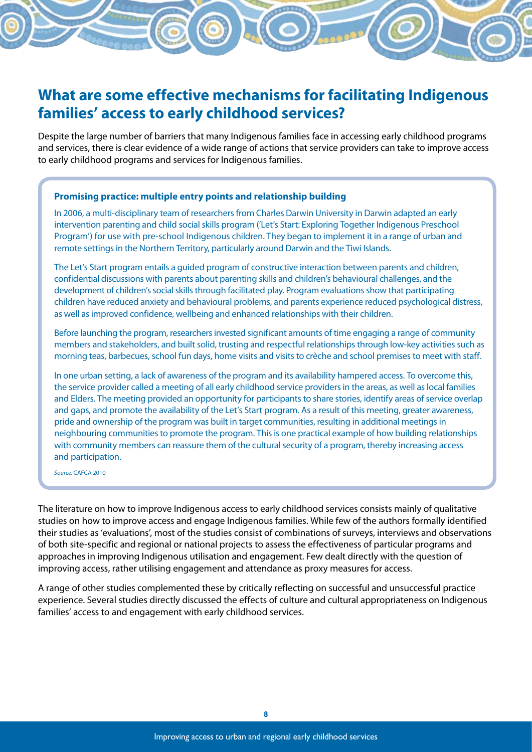## What are some effective mechanisms for facilitating Indigenous families' access to early childhood services?

Despite the large number of barriers that many Indigenous families face in accessing early childhood programs and services, there is clear evidence of a wide range of actions that service providers can take to improve access to early childhood programs and services for Indigenous families.

> **Promising practice: multiple entry points and relationship building**
>
> In 2006, a multi-disciplinary team of researchers from Charles Darwin University in Darwin adapted an early intervention parenting and child social skills program ('Let's Start: Exploring Together Indigenous Preschool Program') for use with pre-school Indigenous children. They began to implement it in a range of urban and remote settings in the Northern Territory, particularly around Darwin and the Tiwi Islands.
>
> The Let's Start program entails a guided program of constructive interaction between parents and children, confidential discussions with parents about parenting skills and children's behavioural challenges, and the development of children's social skills through facilitated play. Program evaluations show that participating children have reduced anxiety and behavioural problems, and parents experience reduced psychological distress, as well as improved confidence, wellbeing and enhanced relationships with their children.
>
> Before launching the program, researchers invested significant amounts of time engaging a range of community members and stakeholders, and built solid, trusting and respectful relationships through low-key activities such as morning teas, barbecues, school fun days, home visits and visits to crèche and school premises to meet with staff.
>
> In one urban setting, a lack of awareness of the program and its availability hampered access. To overcome this, the service provider called a meeting of all early childhood service providers in the areas, as well as local families and Elders. The meeting provided an opportunity for participants to share stories, identify areas of service overlap and gaps, and promote the availability of the Let's Start program. As a result of this meeting, greater awareness, pride and ownership of the program was built in target communities, resulting in additional meetings in neighbouring communities to promote the program. This is one practical example of how building relationships with community members can reassure them of the cultural security of a program, thereby increasing access and participation.
>
> *Source:* CAFCA 2010

The literature on how to improve Indigenous access to early childhood services consists mainly of qualitative studies on how to improve access and engage Indigenous families. While few of the authors formally identified their studies as 'evaluations', most of the studies consist of combinations of surveys, interviews and observations of both site-specific and regional or national projects to assess the effectiveness of particular programs and approaches in improving Indigenous utilisation and engagement. Few dealt directly with the question of improving access, rather utilising engagement and attendance as proxy measures for access.

A range of other studies complemented these by critically reflecting on successful and unsuccessful practice experience. Several studies directly discussed the effects of culture and cultural appropriateness on Indigenous families' access to and engagement with early childhood services.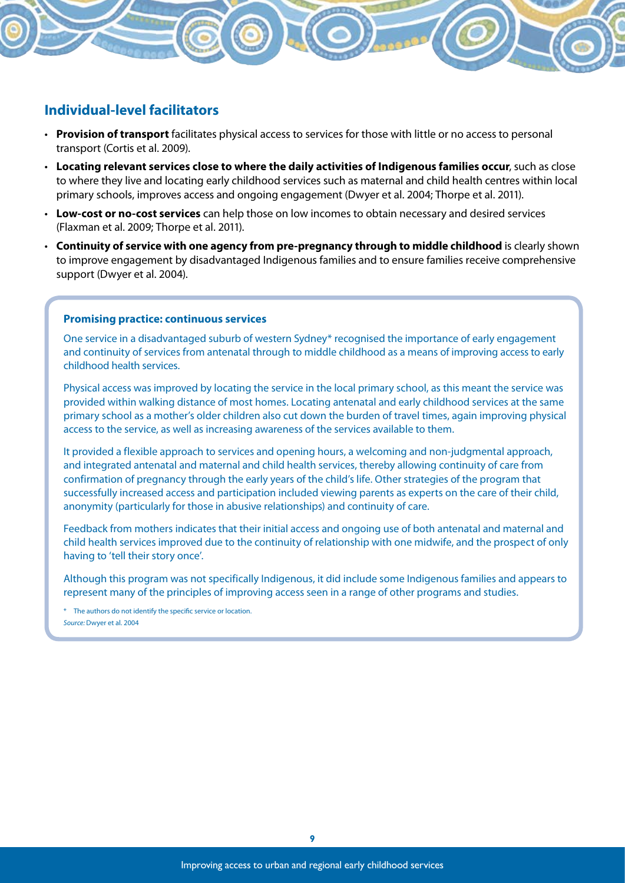## Individual-level facilitators

- **Provision of transport** facilitates physical access to services for those with little or no access to personal transport (Cortis et al. 2009).
- **Locating relevant services close to where the daily activities of Indigenous families occur**, such as close to where they live and locating early childhood services such as maternal and child health centres within local primary schools, improves access and ongoing engagement (Dwyer et al. 2004; Thorpe et al. 2011).
- **Low-cost or no-cost services** can help those on low incomes to obtain necessary and desired services (Flaxman et al. 2009; Thorpe et al. 2011).
- **Continuity of service with one agency from pre-pregnancy through to middle childhood** is clearly shown to improve engagement by disadvantaged Indigenous families and to ensure families receive comprehensive support (Dwyer et al. 2004).

### Promising practice: continuous services

One service in a disadvantaged suburb of western Sydney* recognised the importance of early engagement and continuity of services from antenatal through to middle childhood as a means of improving access to early childhood health services.

Physical access was improved by locating the service in the local primary school, as this meant the service was provided within walking distance of most homes. Locating antenatal and early childhood services at the same primary school as a mother's older children also cut down the burden of travel times, again improving physical access to the service, as well as increasing awareness of the services available to them.

It provided a flexible approach to services and opening hours, a welcoming and non-judgmental approach, and integrated antenatal and maternal and child health services, thereby allowing continuity of care from confirmation of pregnancy through the early years of the child's life. Other strategies of the program that successfully increased access and participation included viewing parents as experts on the care of their child, anonymity (particularly for those in abusive relationships) and continuity of care.

Feedback from mothers indicates that their initial access and ongoing use of both antenatal and maternal and child health services improved due to the continuity of relationship with one midwife, and the prospect of only having to 'tell their story once'.

Although this program was not specifically Indigenous, it did include some Indigenous families and appears to represent many of the principles of improving access seen in a range of other programs and studies.

\* The authors do not identify the specific service or location.

*Source:* Dwyer et al. 2004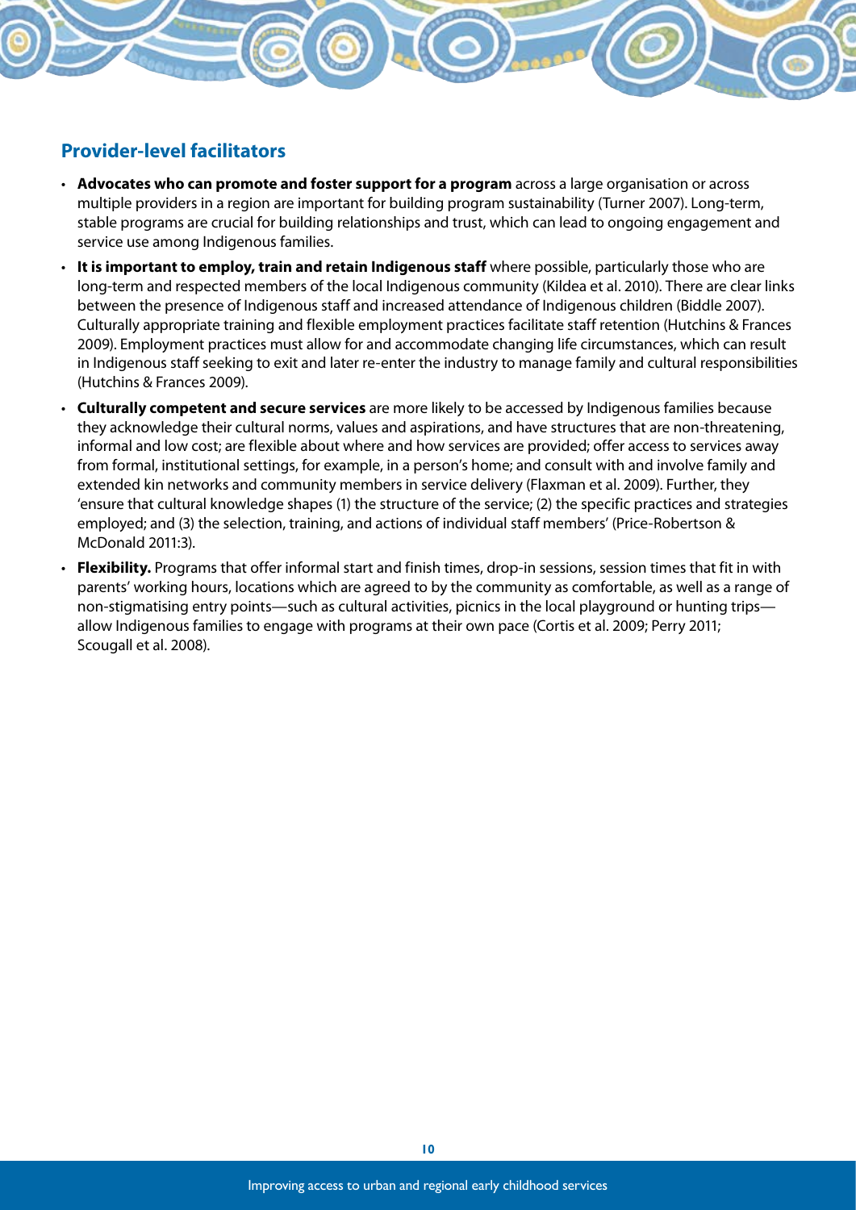## Provider-level facilitators

- **Advocates who can promote and foster support for a program** across a large organisation or across multiple providers in a region are important for building program sustainability (Turner 2007). Long-term, stable programs are crucial for building relationships and trust, which can lead to ongoing engagement and service use among Indigenous families.
- **It is important to employ, train and retain Indigenous staff** where possible, particularly those who are long-term and respected members of the local Indigenous community (Kildea et al. 2010). There are clear links between the presence of Indigenous staff and increased attendance of Indigenous children (Biddle 2007). Culturally appropriate training and flexible employment practices facilitate staff retention (Hutchins & Frances 2009). Employment practices must allow for and accommodate changing life circumstances, which can result in Indigenous staff seeking to exit and later re-enter the industry to manage family and cultural responsibilities (Hutchins & Frances 2009).
- **Culturally competent and secure services** are more likely to be accessed by Indigenous families because they acknowledge their cultural norms, values and aspirations, and have structures that are non-threatening, informal and low cost; are flexible about where and how services are provided; offer access to services away from formal, institutional settings, for example, in a person's home; and consult with and involve family and extended kin networks and community members in service delivery (Flaxman et al. 2009). Further, they 'ensure that cultural knowledge shapes (1) the structure of the service; (2) the specific practices and strategies employed; and (3) the selection, training, and actions of individual staff members' (Price-Robertson & McDonald 2011:3).
- **Flexibility.** Programs that offer informal start and finish times, drop-in sessions, session times that fit in with parents' working hours, locations which are agreed to by the community as comfortable, as well as a range of non-stigmatising entry points—such as cultural activities, picnics in the local playground or hunting trips—allow Indigenous families to engage with programs at their own pace (Cortis et al. 2009; Perry 2011; Scougall et al. 2008).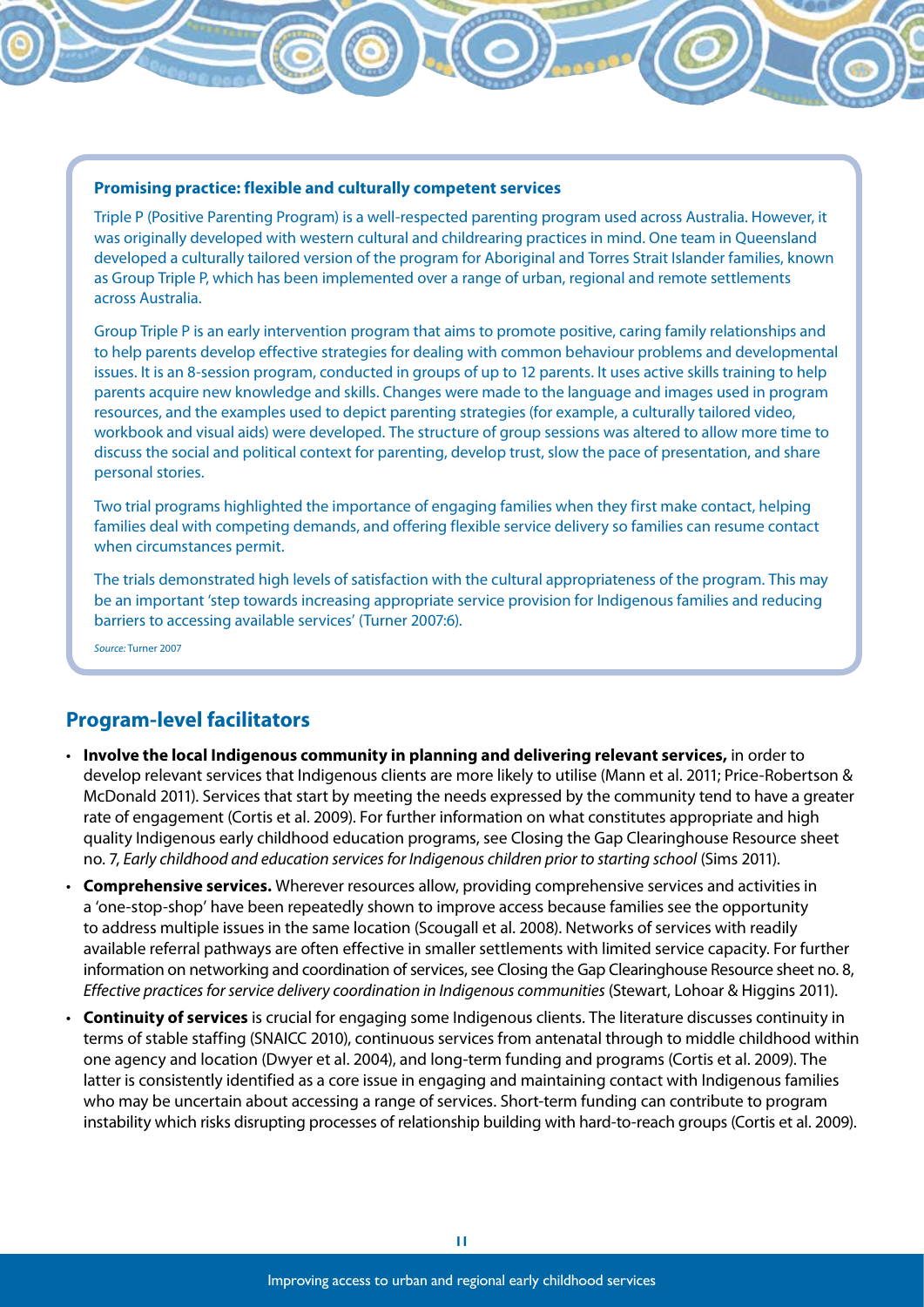**Promising practice: flexible and culturally competent services**

Triple P (Positive Parenting Program) is a well-respected parenting program used across Australia. However, it was originally developed with western cultural and childrearing practices in mind. One team in Queensland developed a culturally tailored version of the program for Aboriginal and Torres Strait Islander families, known as Group Triple P, which has been implemented over a range of urban, regional and remote settlements across Australia.

Group Triple P is an early intervention program that aims to promote positive, caring family relationships and to help parents develop effective strategies for dealing with common behaviour problems and developmental issues. It is an 8-session program, conducted in groups of up to 12 parents. It uses active skills training to help parents acquire new knowledge and skills. Changes were made to the language and images used in program resources, and the examples used to depict parenting strategies (for example, a culturally tailored video, workbook and visual aids) were developed. The structure of group sessions was altered to allow more time to discuss the social and political context for parenting, develop trust, slow the pace of presentation, and share personal stories.

Two trial programs highlighted the importance of engaging families when they first make contact, helping families deal with competing demands, and offering flexible service delivery so families can resume contact when circumstances permit.

The trials demonstrated high levels of satisfaction with the cultural appropriateness of the program. This may be an important 'step towards increasing appropriate service provision for Indigenous families and reducing barriers to accessing available services' (Turner 2007:6).

*Source:* Turner 2007

## Program-level facilitators

- **Involve the local Indigenous community in planning and delivering relevant services,** in order to develop relevant services that Indigenous clients are more likely to utilise (Mann et al. 2011; Price-Robertson & McDonald 2011). Services that start by meeting the needs expressed by the community tend to have a greater rate of engagement (Cortis et al. 2009). For further information on what constitutes appropriate and high quality Indigenous early childhood education programs, see Closing the Gap Clearinghouse Resource sheet no. 7, *Early childhood and education services for Indigenous children prior to starting school* (Sims 2011).
- **Comprehensive services.** Wherever resources allow, providing comprehensive services and activities in a 'one-stop-shop' have been repeatedly shown to improve access because families see the opportunity to address multiple issues in the same location (Scougall et al. 2008). Networks of services with readily available referral pathways are often effective in smaller settlements with limited service capacity. For further information on networking and coordination of services, see Closing the Gap Clearinghouse Resource sheet no. 8, *Effective practices for service delivery coordination in Indigenous communities* (Stewart, Lohoar & Higgins 2011).
- **Continuity of services** is crucial for engaging some Indigenous clients. The literature discusses continuity in terms of stable staffing (SNAICC 2010), continuous services from antenatal through to middle childhood within one agency and location (Dwyer et al. 2004), and long-term funding and programs (Cortis et al. 2009). The latter is consistently identified as a core issue in engaging and maintaining contact with Indigenous families who may be uncertain about accessing a range of services. Short-term funding can contribute to program instability which risks disrupting processes of relationship building with hard-to-reach groups (Cortis et al. 2009).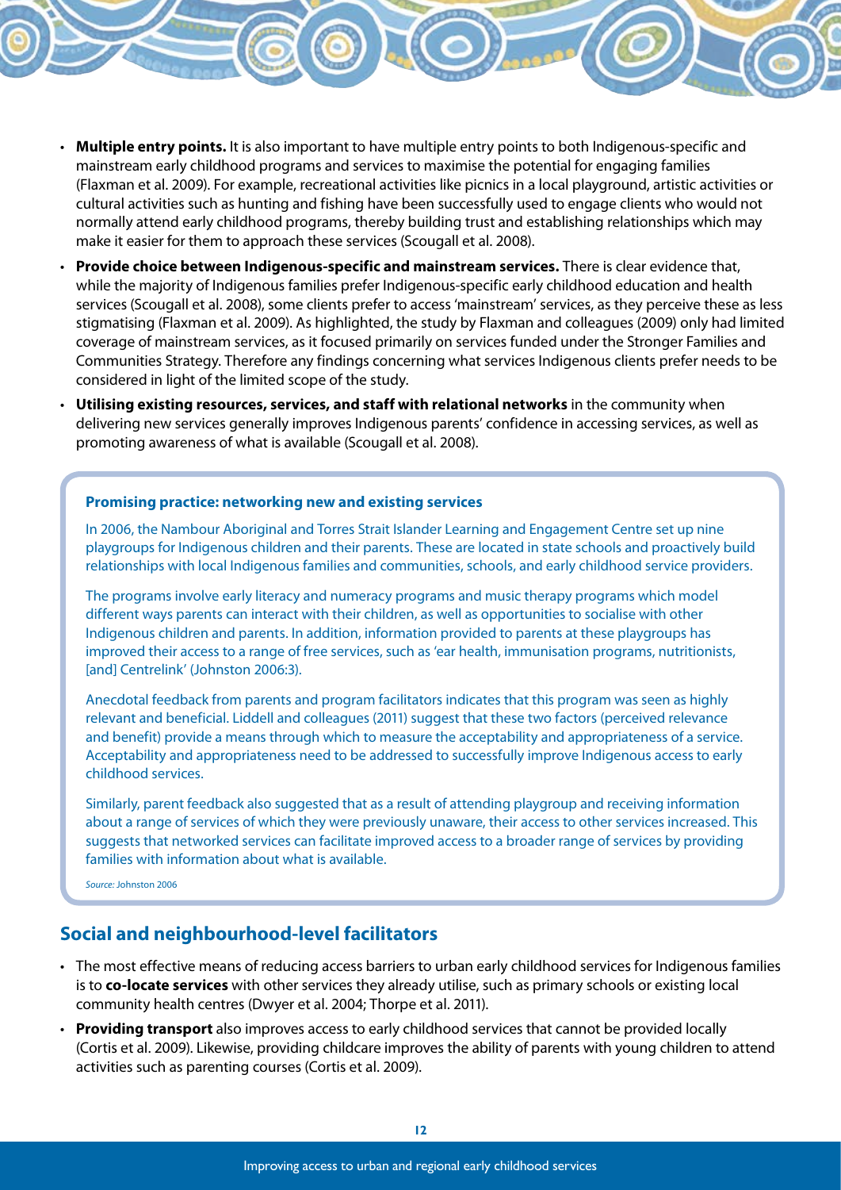- **Multiple entry points.** It is also important to have multiple entry points to both Indigenous-specific and mainstream early childhood programs and services to maximise the potential for engaging families (Flaxman et al. 2009). For example, recreational activities like picnics in a local playground, artistic activities or cultural activities such as hunting and fishing have been successfully used to engage clients who would not normally attend early childhood programs, thereby building trust and establishing relationships which may make it easier for them to approach these services (Scougall et al. 2008).
- **Provide choice between Indigenous-specific and mainstream services.** There is clear evidence that, while the majority of Indigenous families prefer Indigenous-specific early childhood education and health services (Scougall et al. 2008), some clients prefer to access 'mainstream' services, as they perceive these as less stigmatising (Flaxman et al. 2009). As highlighted, the study by Flaxman and colleagues (2009) only had limited coverage of mainstream services, as it focused primarily on services funded under the Stronger Families and Communities Strategy. Therefore any findings concerning what services Indigenous clients prefer needs to be considered in light of the limited scope of the study.
- **Utilising existing resources, services, and staff with relational networks** in the community when delivering new services generally improves Indigenous parents' confidence in accessing services, as well as promoting awareness of what is available (Scougall et al. 2008).

**Promising practice: networking new and existing services**

In 2006, the Nambour Aboriginal and Torres Strait Islander Learning and Engagement Centre set up nine playgroups for Indigenous children and their parents. These are located in state schools and proactively build relationships with local Indigenous families and communities, schools, and early childhood service providers.

The programs involve early literacy and numeracy programs and music therapy programs which model different ways parents can interact with their children, as well as opportunities to socialise with other Indigenous children and parents. In addition, information provided to parents at these playgroups has improved their access to a range of free services, such as 'ear health, immunisation programs, nutritionists, [and] Centrelink' (Johnston 2006:3).

Anecdotal feedback from parents and program facilitators indicates that this program was seen as highly relevant and beneficial. Liddell and colleagues (2011) suggest that these two factors (perceived relevance and benefit) provide a means through which to measure the acceptability and appropriateness of a service. Acceptability and appropriateness need to be addressed to successfully improve Indigenous access to early childhood services.

Similarly, parent feedback also suggested that as a result of attending playgroup and receiving information about a range of services of which they were previously unaware, their access to other services increased. This suggests that networked services can facilitate improved access to a broader range of services by providing families with information about what is available.

*Source:* Johnston 2006

## Social and neighbourhood-level facilitators

- The most effective means of reducing access barriers to urban early childhood services for Indigenous families is to **co-locate services** with other services they already utilise, such as primary schools or existing local community health centres (Dwyer et al. 2004; Thorpe et al. 2011).
- **Providing transport** also improves access to early childhood services that cannot be provided locally (Cortis et al. 2009). Likewise, providing childcare improves the ability of parents with young children to attend activities such as parenting courses (Cortis et al. 2009).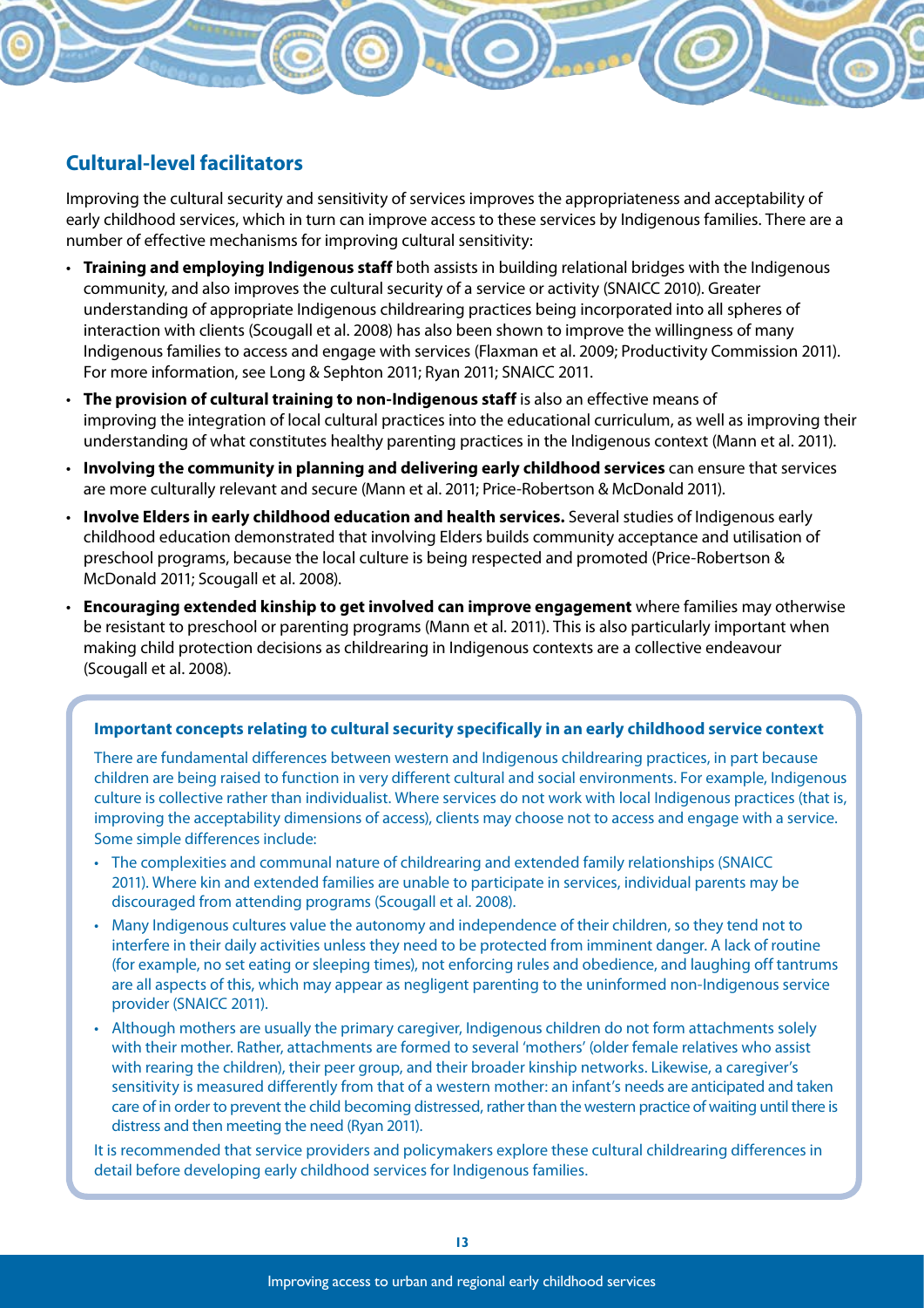## Cultural-level facilitators

Improving the cultural security and sensitivity of services improves the appropriateness and acceptability of early childhood services, which in turn can improve access to these services by Indigenous families. There are a number of effective mechanisms for improving cultural sensitivity:

- **Training and employing Indigenous staff** both assists in building relational bridges with the Indigenous community, and also improves the cultural security of a service or activity (SNAICC 2010). Greater understanding of appropriate Indigenous childrearing practices being incorporated into all spheres of interaction with clients (Scougall et al. 2008) has also been shown to improve the willingness of many Indigenous families to access and engage with services (Flaxman et al. 2009; Productivity Commission 2011). For more information, see Long & Sephton 2011; Ryan 2011; SNAICC 2011.
- **The provision of cultural training to non-Indigenous staff** is also an effective means of improving the integration of local cultural practices into the educational curriculum, as well as improving their understanding of what constitutes healthy parenting practices in the Indigenous context (Mann et al. 2011).
- **Involving the community in planning and delivering early childhood services** can ensure that services are more culturally relevant and secure (Mann et al. 2011; Price-Robertson & McDonald 2011).
- **Involve Elders in early childhood education and health services.** Several studies of Indigenous early childhood education demonstrated that involving Elders builds community acceptance and utilisation of preschool programs, because the local culture is being respected and promoted (Price-Robertson & McDonald 2011; Scougall et al. 2008).
- **Encouraging extended kinship to get involved can improve engagement** where families may otherwise be resistant to preschool or parenting programs (Mann et al. 2011). This is also particularly important when making child protection decisions as childrearing in Indigenous contexts are a collective endeavour (Scougall et al. 2008).

**Important concepts relating to cultural security specifically in an early childhood service context**

There are fundamental differences between western and Indigenous childrearing practices, in part because children are being raised to function in very different cultural and social environments. For example, Indigenous culture is collective rather than individualist. Where services do not work with local Indigenous practices (that is, improving the acceptability dimensions of access), clients may choose not to access and engage with a service. Some simple differences include:

- The complexities and communal nature of childrearing and extended family relationships (SNAICC 2011). Where kin and extended families are unable to participate in services, individual parents may be discouraged from attending programs (Scougall et al. 2008).
- Many Indigenous cultures value the autonomy and independence of their children, so they tend not to interfere in their daily activities unless they need to be protected from imminent danger. A lack of routine (for example, no set eating or sleeping times), not enforcing rules and obedience, and laughing off tantrums are all aspects of this, which may appear as negligent parenting to the uninformed non-Indigenous service provider (SNAICC 2011).
- Although mothers are usually the primary caregiver, Indigenous children do not form attachments solely with their mother. Rather, attachments are formed to several 'mothers' (older female relatives who assist with rearing the children), their peer group, and their broader kinship networks. Likewise, a caregiver's sensitivity is measured differently from that of a western mother: an infant's needs are anticipated and taken care of in order to prevent the child becoming distressed, rather than the western practice of waiting until there is distress and then meeting the need (Ryan 2011).

It is recommended that service providers and policymakers explore these cultural childrearing differences in detail before developing early childhood services for Indigenous families.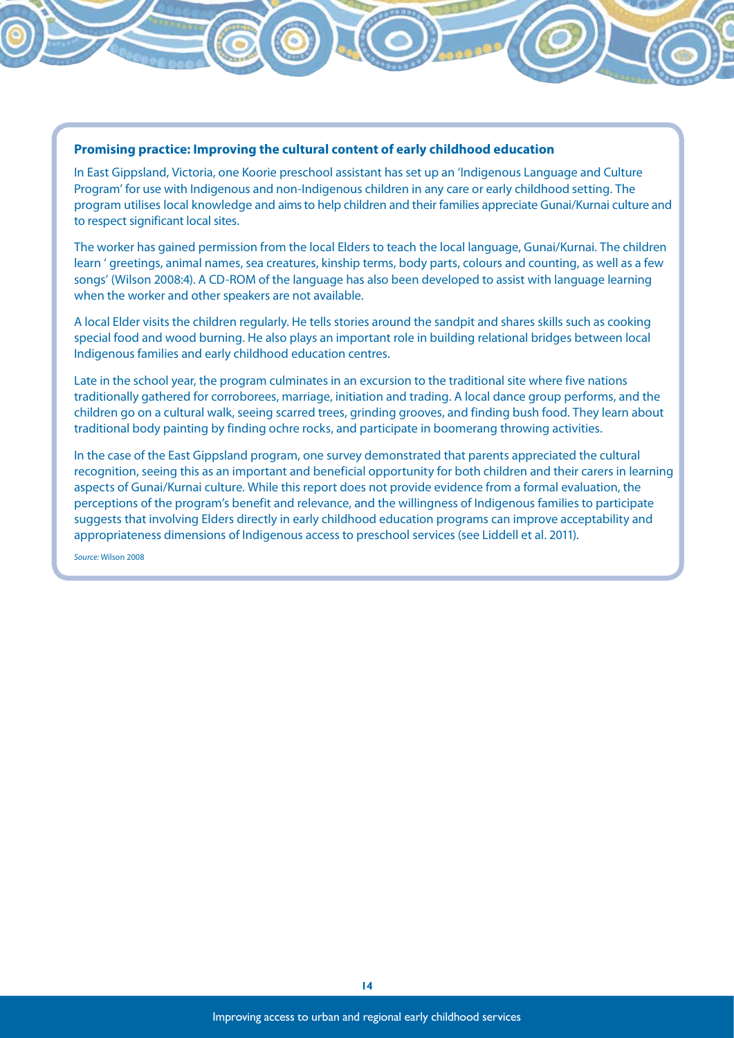**Promising practice: Improving the cultural content of early childhood education**

In East Gippsland, Victoria, one Koorie preschool assistant has set up an 'Indigenous Language and Culture Program' for use with Indigenous and non-Indigenous children in any care or early childhood setting. The program utilises local knowledge and aims to help children and their families appreciate Gunai/Kurnai culture and to respect significant local sites.

The worker has gained permission from the local Elders to teach the local language, Gunai/Kurnai. The children learn ' greetings, animal names, sea creatures, kinship terms, body parts, colours and counting, as well as a few songs' (Wilson 2008:4). A CD-ROM of the language has also been developed to assist with language learning when the worker and other speakers are not available.

A local Elder visits the children regularly. He tells stories around the sandpit and shares skills such as cooking special food and wood burning. He also plays an important role in building relational bridges between local Indigenous families and early childhood education centres.

Late in the school year, the program culminates in an excursion to the traditional site where five nations traditionally gathered for corroborees, marriage, initiation and trading. A local dance group performs, and the children go on a cultural walk, seeing scarred trees, grinding grooves, and finding bush food. They learn about traditional body painting by finding ochre rocks, and participate in boomerang throwing activities.

In the case of the East Gippsland program, one survey demonstrated that parents appreciated the cultural recognition, seeing this as an important and beneficial opportunity for both children and their carers in learning aspects of Gunai/Kurnai culture. While this report does not provide evidence from a formal evaluation, the perceptions of the program's benefit and relevance, and the willingness of Indigenous families to participate suggests that involving Elders directly in early childhood education programs can improve acceptability and appropriateness dimensions of Indigenous access to preschool services (see Liddell et al. 2011).

*Source:* Wilson 2008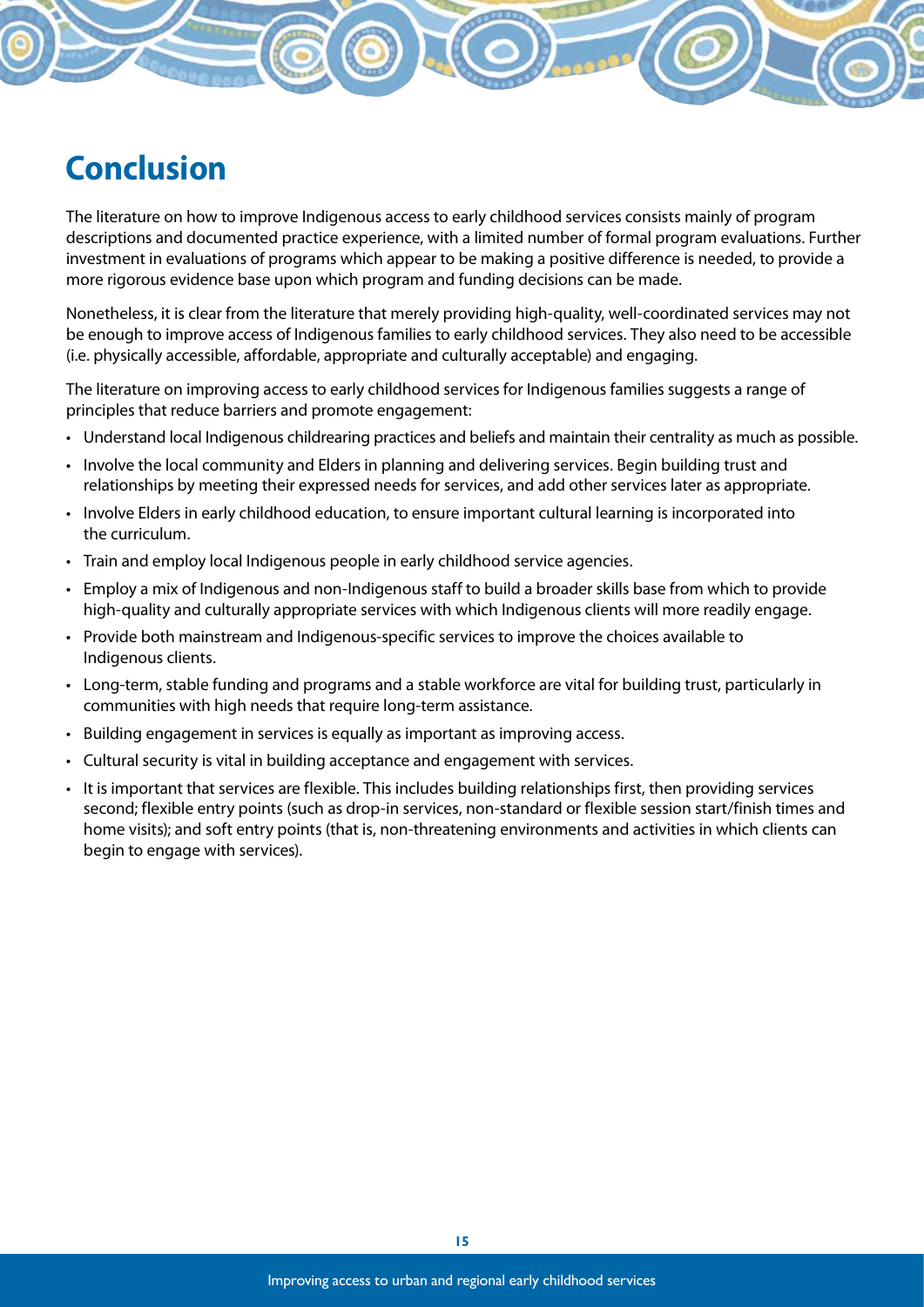# Conclusion

The literature on how to improve Indigenous access to early childhood services consists mainly of program descriptions and documented practice experience, with a limited number of formal program evaluations. Further investment in evaluations of programs which appear to be making a positive difference is needed, to provide a more rigorous evidence base upon which program and funding decisions can be made.

Nonetheless, it is clear from the literature that merely providing high-quality, well-coordinated services may not be enough to improve access of Indigenous families to early childhood services. They also need to be accessible (i.e. physically accessible, affordable, appropriate and culturally acceptable) and engaging.

The literature on improving access to early childhood services for Indigenous families suggests a range of principles that reduce barriers and promote engagement:

- Understand local Indigenous childrearing practices and beliefs and maintain their centrality as much as possible.
- Involve the local community and Elders in planning and delivering services. Begin building trust and relationships by meeting their expressed needs for services, and add other services later as appropriate.
- Involve Elders in early childhood education, to ensure important cultural learning is incorporated into the curriculum.
- Train and employ local Indigenous people in early childhood service agencies.
- Employ a mix of Indigenous and non-Indigenous staff to build a broader skills base from which to provide high-quality and culturally appropriate services with which Indigenous clients will more readily engage.
- Provide both mainstream and Indigenous-specific services to improve the choices available to Indigenous clients.
- Long-term, stable funding and programs and a stable workforce are vital for building trust, particularly in communities with high needs that require long-term assistance.
- Building engagement in services is equally as important as improving access.
- Cultural security is vital in building acceptance and engagement with services.
- It is important that services are flexible. This includes building relationships first, then providing services second; flexible entry points (such as drop-in services, non-standard or flexible session start/finish times and home visits); and soft entry points (that is, non-threatening environments and activities in which clients can begin to engage with services).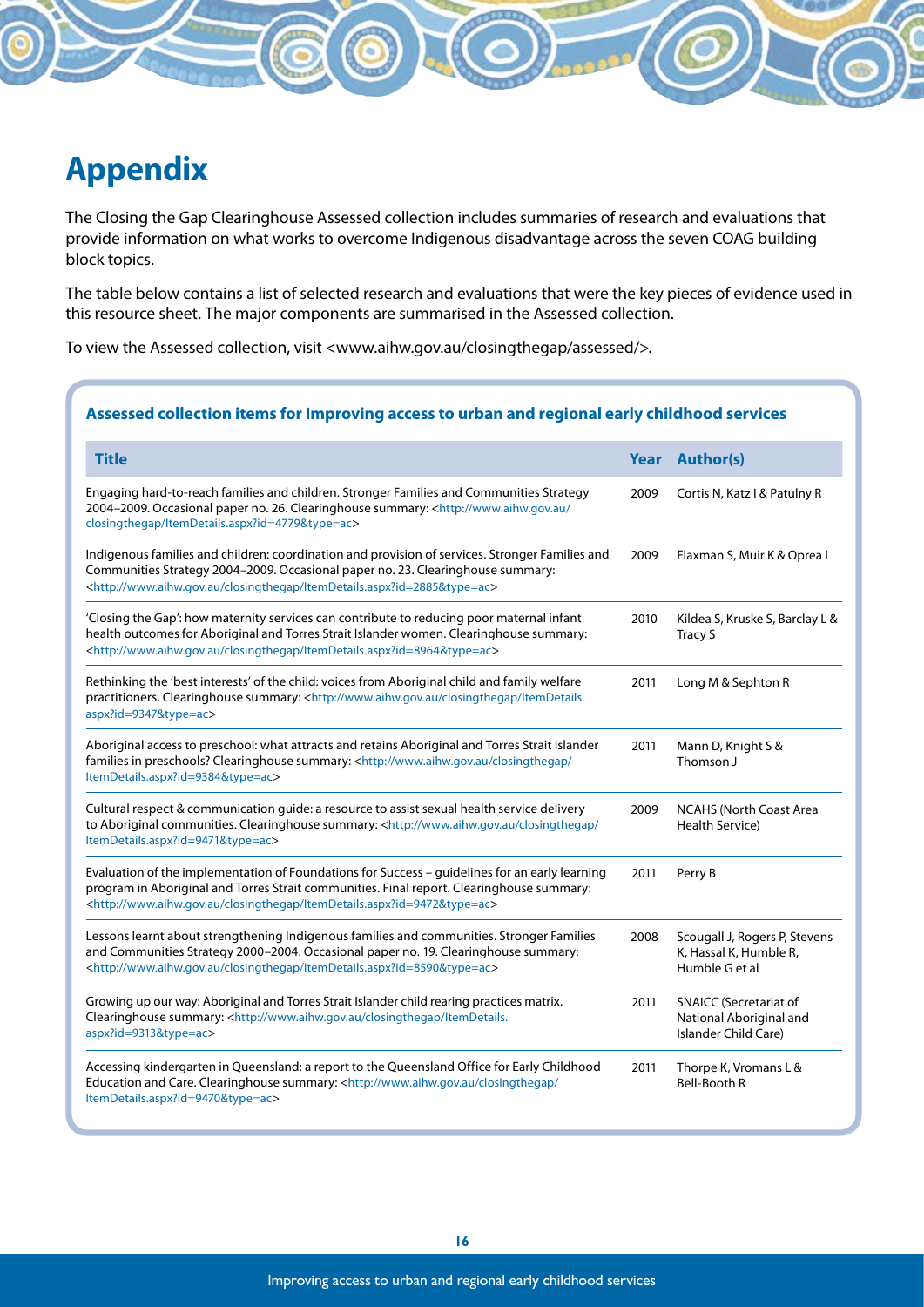# Appendix

The Closing the Gap Clearinghouse Assessed collection includes summaries of research and evaluations that provide information on what works to overcome Indigenous disadvantage across the seven COAG building block topics.

The table below contains a list of selected research and evaluations that were the key pieces of evidence used in this resource sheet. The major components are summarised in the Assessed collection.

To view the Assessed collection, visit <www.aihw.gov.au/closingthegap/assessed/>.

### Assessed collection items for Improving access to urban and regional early childhood services

| Title | Year | Author(s) |
|---|---|---|
| Engaging hard-to-reach families and children. Stronger Families and Communities Strategy 2004–2009. Occasional paper no. 26. Clearinghouse summary: <http://www.aihw.gov.au/closingthegap/ItemDetails.aspx?id=4779&type=ac> | 2009 | Cortis N, Katz I & Patulny R |
| Indigenous families and children: coordination and provision of services. Stronger Families and Communities Strategy 2004–2009. Occasional paper no. 23. Clearinghouse summary: <http://www.aihw.gov.au/closingthegap/ItemDetails.aspx?id=2885&type=ac> | 2009 | Flaxman S, Muir K & Oprea I |
| 'Closing the Gap': how maternity services can contribute to reducing poor maternal infant health outcomes for Aboriginal and Torres Strait Islander women. Clearinghouse summary: <http://www.aihw.gov.au/closingthegap/ItemDetails.aspx?id=8964&type=ac> | 2010 | Kildea S, Kruske S, Barclay L & Tracy S |
| Rethinking the 'best interests' of the child: voices from Aboriginal child and family welfare practitioners. Clearinghouse summary: <http://www.aihw.gov.au/closingthegap/ItemDetails.aspx?id=9347&type=ac> | 2011 | Long M & Sephton R |
| Aboriginal access to preschool: what attracts and retains Aboriginal and Torres Strait Islander families in preschools? Clearinghouse summary: <http://www.aihw.gov.au/closingthegap/ItemDetails.aspx?id=9384&type=ac> | 2011 | Mann D, Knight S & Thomson J |
| Cultural respect & communication guide: a resource to assist sexual health service delivery to Aboriginal communities. Clearinghouse summary: <http://www.aihw.gov.au/closingthegap/ItemDetails.aspx?id=9471&type=ac> | 2009 | NCAHS (North Coast Area Health Service) |
| Evaluation of the implementation of Foundations for Success – guidelines for an early learning program in Aboriginal and Torres Strait communities. Final report. Clearinghouse summary: <http://www.aihw.gov.au/closingthegap/ItemDetails.aspx?id=9472&type=ac> | 2011 | Perry B |
| Lessons learnt about strengthening Indigenous families and communities. Stronger Families and Communities Strategy 2000–2004. Occasional paper no. 19. Clearinghouse summary: <http://www.aihw.gov.au/closingthegap/ItemDetails.aspx?id=8590&type=ac> | 2008 | Scougall J, Rogers P, Stevens K, Hassal K, Humble R, Humble G et al |
| Growing up our way: Aboriginal and Torres Strait Islander child rearing practices matrix. Clearinghouse summary: <http://www.aihw.gov.au/closingthegap/ItemDetails.aspx?id=9313&type=ac> | 2011 | SNAICC (Secretariat of National Aboriginal and Islander Child Care) |
| Accessing kindergarten in Queensland: a report to the Queensland Office for Early Childhood Education and Care. Clearinghouse summary: <http://www.aihw.gov.au/closingthegap/ItemDetails.aspx?id=9470&type=ac> | 2011 | Thorpe K, Vromans L & Bell-Booth R |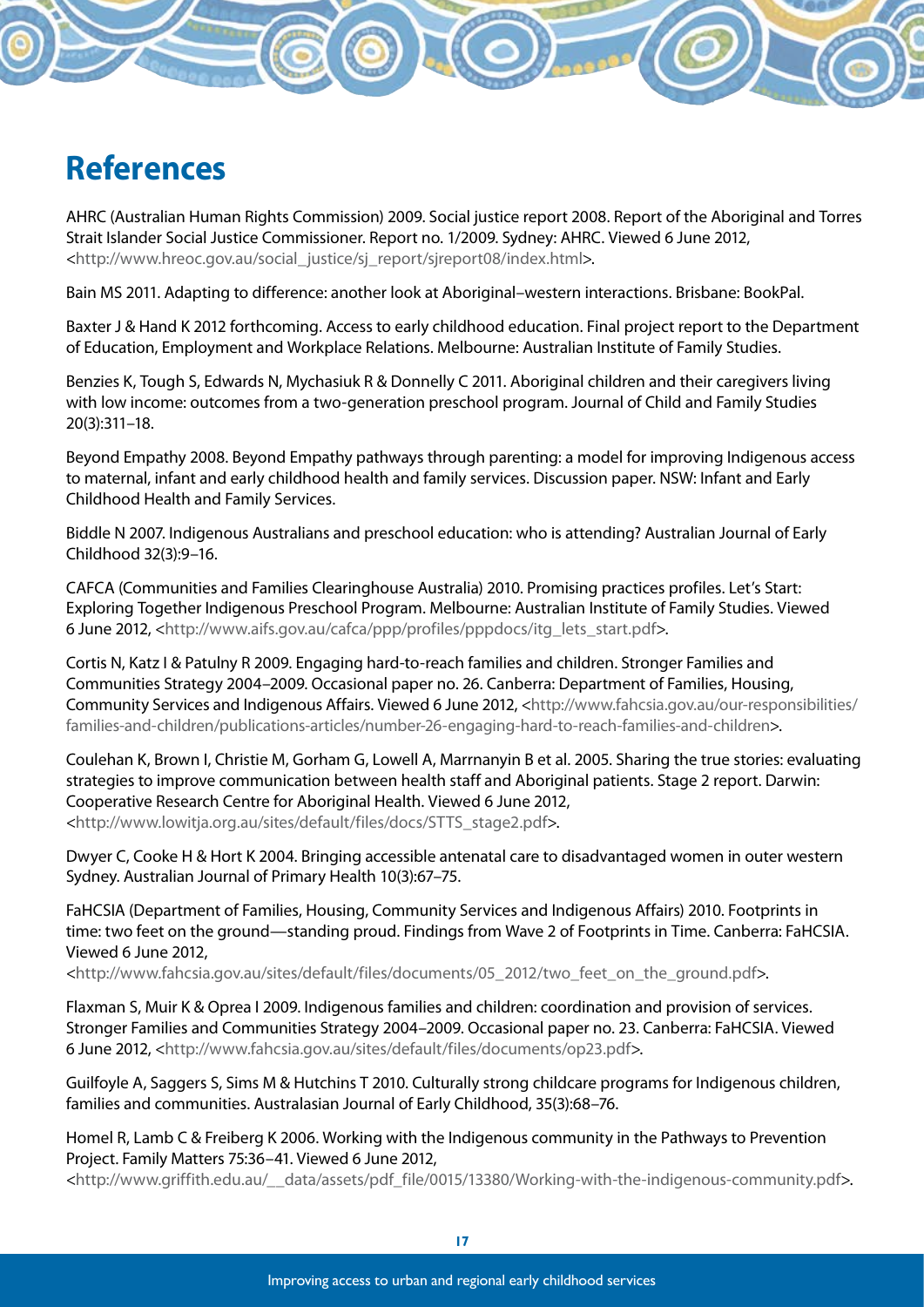# References

AHRC (Australian Human Rights Commission) 2009. Social justice report 2008. Report of the Aboriginal and Torres Strait Islander Social Justice Commissioner. Report no. 1/2009. Sydney: AHRC. Viewed 6 June 2012, <http://www.hreoc.gov.au/social_justice/sj_report/sjreport08/index.html>.

Bain MS 2011. Adapting to difference: another look at Aboriginal–western interactions. Brisbane: BookPal.

Baxter J & Hand K 2012 forthcoming. Access to early childhood education. Final project report to the Department of Education, Employment and Workplace Relations. Melbourne: Australian Institute of Family Studies.

Benzies K, Tough S, Edwards N, Mychasiuk R & Donnelly C 2011. Aboriginal children and their caregivers living with low income: outcomes from a two-generation preschool program. Journal of Child and Family Studies 20(3):311–18.

Beyond Empathy 2008. Beyond Empathy pathways through parenting: a model for improving Indigenous access to maternal, infant and early childhood health and family services. Discussion paper. NSW: Infant and Early Childhood Health and Family Services.

Biddle N 2007. Indigenous Australians and preschool education: who is attending? Australian Journal of Early Childhood 32(3):9–16.

CAFCA (Communities and Families Clearinghouse Australia) 2010. Promising practices profiles. Let's Start: Exploring Together Indigenous Preschool Program. Melbourne: Australian Institute of Family Studies. Viewed 6 June 2012, <http://www.aifs.gov.au/cafca/ppp/profiles/pppdocs/itg_lets_start.pdf>.

Cortis N, Katz I & Patulny R 2009. Engaging hard-to-reach families and children. Stronger Families and Communities Strategy 2004–2009. Occasional paper no. 26. Canberra: Department of Families, Housing, Community Services and Indigenous Affairs. Viewed 6 June 2012, <http://www.fahcsia.gov.au/our-responsibilities/families-and-children/publications-articles/number-26-engaging-hard-to-reach-families-and-children>.

Coulehan K, Brown I, Christie M, Gorham G, Lowell A, Marrnanyin B et al. 2005. Sharing the true stories: evaluating strategies to improve communication between health staff and Aboriginal patients. Stage 2 report. Darwin: Cooperative Research Centre for Aboriginal Health. Viewed 6 June 2012, <http://www.lowitja.org.au/sites/default/files/docs/STTS_stage2.pdf>.

Dwyer C, Cooke H & Hort K 2004. Bringing accessible antenatal care to disadvantaged women in outer western Sydney. Australian Journal of Primary Health 10(3):67–75.

FaHCSIA (Department of Families, Housing, Community Services and Indigenous Affairs) 2010. Footprints in time: two feet on the ground—standing proud. Findings from Wave 2 of Footprints in Time. Canberra: FaHCSIA. Viewed 6 June 2012, <http://www.fahcsia.gov.au/sites/default/files/documents/05_2012/two_feet_on_the_ground.pdf>.

Flaxman S, Muir K & Oprea I 2009. Indigenous families and children: coordination and provision of services. Stronger Families and Communities Strategy 2004–2009. Occasional paper no. 23. Canberra: FaHCSIA. Viewed 6 June 2012, <http://www.fahcsia.gov.au/sites/default/files/documents/op23.pdf>.

Guilfoyle A, Saggers S, Sims M & Hutchins T 2010. Culturally strong childcare programs for Indigenous children, families and communities. Australasian Journal of Early Childhood, 35(3):68–76.

Homel R, Lamb C & Freiberg K 2006. Working with the Indigenous community in the Pathways to Prevention Project. Family Matters 75:36–41. Viewed 6 June 2012, <http://www.griffith.edu.au/__data/assets/pdf_file/0015/13380/Working-with-the-indigenous-community.pdf>.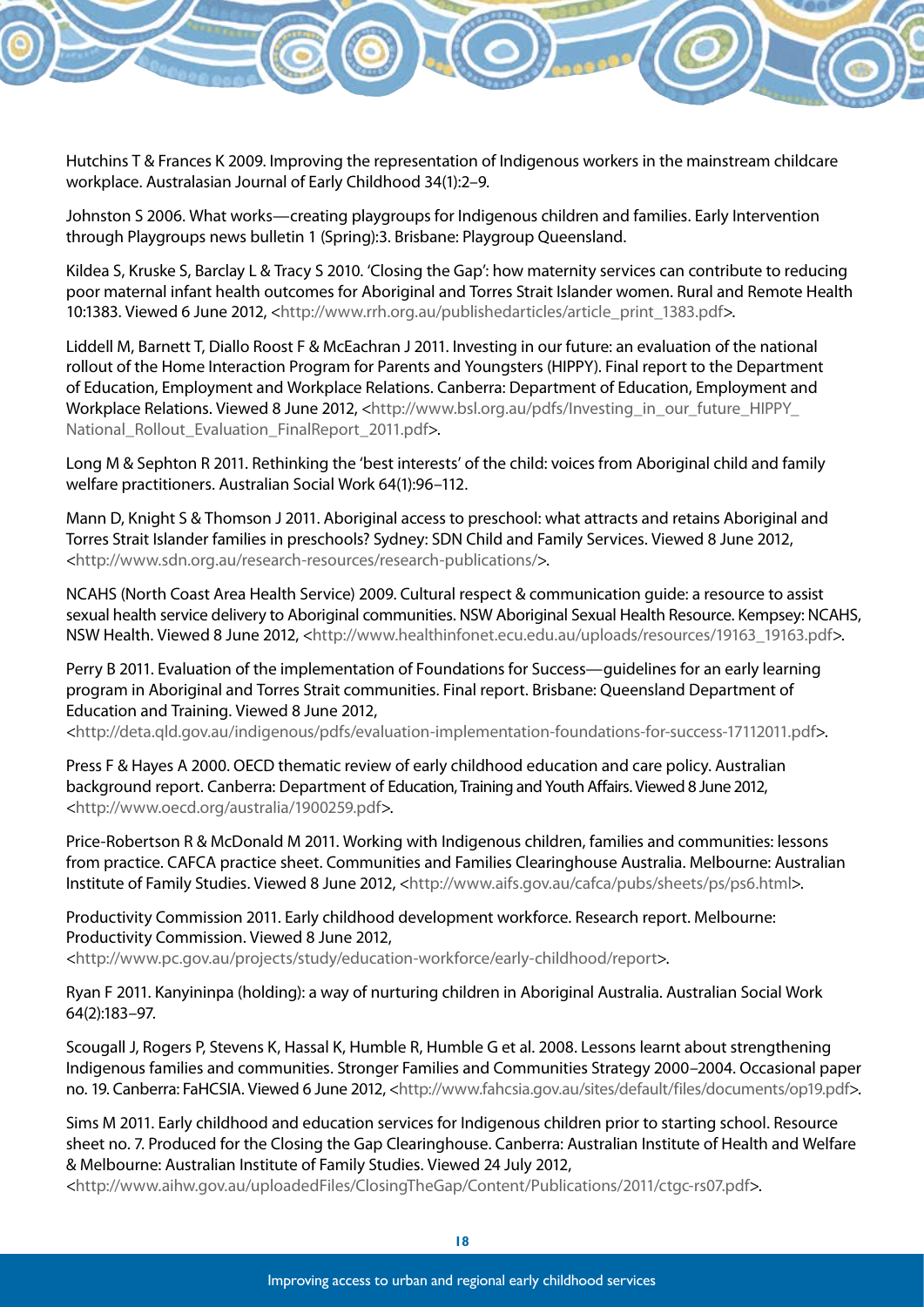Hutchins T & Frances K 2009. Improving the representation of Indigenous workers in the mainstream childcare workplace. Australasian Journal of Early Childhood 34(1):2–9.

Johnston S 2006. What works—creating playgroups for Indigenous children and families. Early Intervention through Playgroups news bulletin 1 (Spring):3. Brisbane: Playgroup Queensland.

Kildea S, Kruske S, Barclay L & Tracy S 2010. 'Closing the Gap': how maternity services can contribute to reducing poor maternal infant health outcomes for Aboriginal and Torres Strait Islander women. Rural and Remote Health 10:1383. Viewed 6 June 2012, <http://www.rrh.org.au/publishedarticles/article_print_1383.pdf>.

Liddell M, Barnett T, Diallo Roost F & McEachran J 2011. Investing in our future: an evaluation of the national rollout of the Home Interaction Program for Parents and Youngsters (HIPPY). Final report to the Department of Education, Employment and Workplace Relations. Canberra: Department of Education, Employment and Workplace Relations. Viewed 8 June 2012, <http://www.bsl.org.au/pdfs/Investing_in_our_future_HIPPY_National_Rollout_Evaluation_FinalReport_2011.pdf>.

Long M & Sephton R 2011. Rethinking the 'best interests' of the child: voices from Aboriginal child and family welfare practitioners. Australian Social Work 64(1):96–112.

Mann D, Knight S & Thomson J 2011. Aboriginal access to preschool: what attracts and retains Aboriginal and Torres Strait Islander families in preschools? Sydney: SDN Child and Family Services. Viewed 8 June 2012, <http://www.sdn.org.au/research-resources/research-publications/>.

NCAHS (North Coast Area Health Service) 2009. Cultural respect & communication guide: a resource to assist sexual health service delivery to Aboriginal communities. NSW Aboriginal Sexual Health Resource. Kempsey: NCAHS, NSW Health. Viewed 8 June 2012, <http://www.healthinfonet.ecu.edu.au/uploads/resources/19163_19163.pdf>.

Perry B 2011. Evaluation of the implementation of Foundations for Success—guidelines for an early learning program in Aboriginal and Torres Strait communities. Final report. Brisbane: Queensland Department of Education and Training. Viewed 8 June 2012, <http://deta.qld.gov.au/indigenous/pdfs/evaluation-implementation-foundations-for-success-17112011.pdf>.

Press F & Hayes A 2000. OECD thematic review of early childhood education and care policy. Australian background report. Canberra: Department of Education, Training and Youth Affairs. Viewed 8 June 2012, <http://www.oecd.org/australia/1900259.pdf>.

Price-Robertson R & McDonald M 2011. Working with Indigenous children, families and communities: lessons from practice. CAFCA practice sheet. Communities and Families Clearinghouse Australia. Melbourne: Australian Institute of Family Studies. Viewed 8 June 2012, <http://www.aifs.gov.au/cafca/pubs/sheets/ps/ps6.html>.

Productivity Commission 2011. Early childhood development workforce. Research report. Melbourne: Productivity Commission. Viewed 8 June 2012, <http://www.pc.gov.au/projects/study/education-workforce/early-childhood/report>.

Ryan F 2011. Kanyininpa (holding): a way of nurturing children in Aboriginal Australia. Australian Social Work 64(2):183–97.

Scougall J, Rogers P, Stevens K, Hassal K, Humble R, Humble G et al. 2008. Lessons learnt about strengthening Indigenous families and communities. Stronger Families and Communities Strategy 2000–2004. Occasional paper no. 19. Canberra: FaHCSIA. Viewed 6 June 2012, <http://www.fahcsia.gov.au/sites/default/files/documents/op19.pdf>.

Sims M 2011. Early childhood and education services for Indigenous children prior to starting school. Resource sheet no. 7. Produced for the Closing the Gap Clearinghouse. Canberra: Australian Institute of Health and Welfare & Melbourne: Australian Institute of Family Studies. Viewed 24 July 2012, <http://www.aihw.gov.au/uploadedFiles/ClosingTheGap/Content/Publications/2011/ctgc-rs07.pdf>.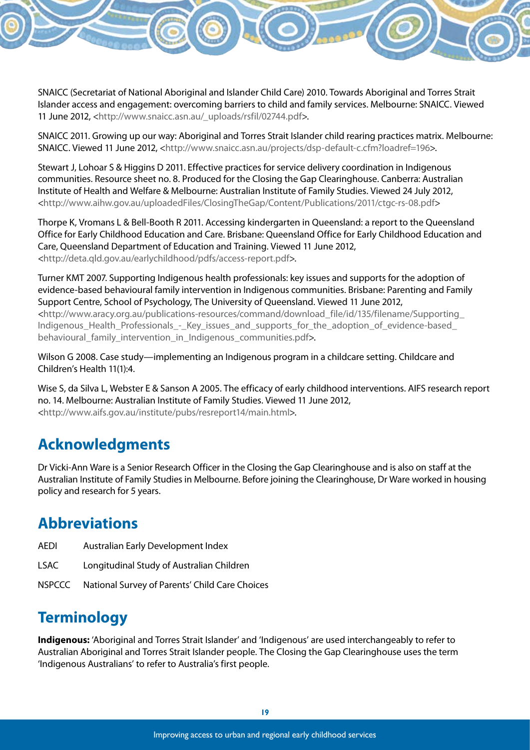SNAICC (Secretariat of National Aboriginal and Islander Child Care) 2010. Towards Aboriginal and Torres Strait Islander access and engagement: overcoming barriers to child and family services. Melbourne: SNAICC. Viewed 11 June 2012, <http://www.snaicc.asn.au/_uploads/rsfil/02744.pdf>.

SNAICC 2011. Growing up our way: Aboriginal and Torres Strait Islander child rearing practices matrix. Melbourne: SNAICC. Viewed 11 June 2012, <http://www.snaicc.asn.au/projects/dsp-default-c.cfm?loadref=196>.

Stewart J, Lohoar S & Higgins D 2011. Effective practices for service delivery coordination in Indigenous communities. Resource sheet no. 8. Produced for the Closing the Gap Clearinghouse. Canberra: Australian Institute of Health and Welfare & Melbourne: Australian Institute of Family Studies. Viewed 24 July 2012, <http://www.aihw.gov.au/uploadedFiles/ClosingTheGap/Content/Publications/2011/ctgc-rs-08.pdf>

Thorpe K, Vromans L & Bell-Booth R 2011. Accessing kindergarten in Queensland: a report to the Queensland Office for Early Childhood Education and Care. Brisbane: Queensland Office for Early Childhood Education and Care, Queensland Department of Education and Training. Viewed 11 June 2012, <http://deta.qld.gov.au/earlychildhood/pdfs/access-report.pdf>.

Turner KMT 2007. Supporting Indigenous health professionals: key issues and supports for the adoption of evidence-based behavioural family intervention in Indigenous communities. Brisbane: Parenting and Family Support Centre, School of Psychology, The University of Queensland. Viewed 11 June 2012, <http://www.aracy.org.au/publications-resources/command/download_file/id/135/filename/Supporting_Indigenous_Health_Professionals_-_Key_issues_and_supports_for_the_adoption_of_evidence-based_behavioural_family_intervention_in_Indigenous_communities.pdf>.

Wilson G 2008. Case study—implementing an Indigenous program in a childcare setting. Childcare and Children's Health 11(1):4.

Wise S, da Silva L, Webster E & Sanson A 2005. The efficacy of early childhood interventions. AIFS research report no. 14. Melbourne: Australian Institute of Family Studies. Viewed 11 June 2012, <http://www.aifs.gov.au/institute/pubs/resreport14/main.html>.

## Acknowledgments

Dr Vicki-Ann Ware is a Senior Research Officer in the Closing the Gap Clearinghouse and is also on staff at the Australian Institute of Family Studies in Melbourne. Before joining the Clearinghouse, Dr Ware worked in housing policy and research for 5 years.

## Abbreviations

| | |
|---|---|
| AEDI | Australian Early Development Index |
| LSAC | Longitudinal Study of Australian Children |
| NSPCCC | National Survey of Parents' Child Care Choices |

## Terminology

**Indigenous:** 'Aboriginal and Torres Strait Islander' and 'Indigenous' are used interchangeably to refer to Australian Aboriginal and Torres Strait Islander people. The Closing the Gap Clearinghouse uses the term 'Indigenous Australians' to refer to Australia's first people.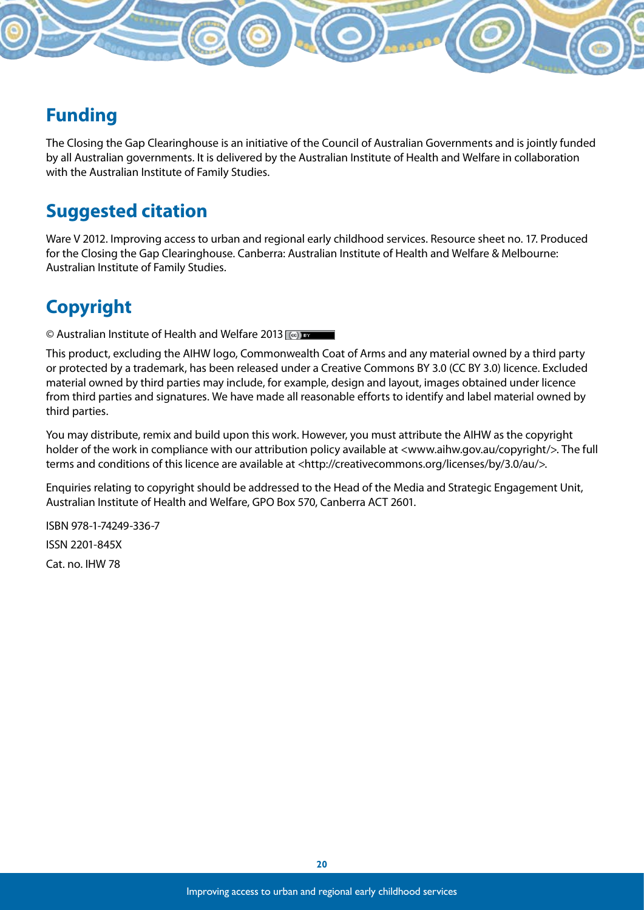## Funding

The Closing the Gap Clearinghouse is an initiative of the Council of Australian Governments and is jointly funded by all Australian governments. It is delivered by the Australian Institute of Health and Welfare in collaboration with the Australian Institute of Family Studies.

## Suggested citation

Ware V 2012. Improving access to urban and regional early childhood services. Resource sheet no. 17. Produced for the Closing the Gap Clearinghouse. Canberra: Australian Institute of Health and Welfare & Melbourne: Australian Institute of Family Studies.

## Copyright

© Australian Institute of Health and Welfare 2013

This product, excluding the AIHW logo, Commonwealth Coat of Arms and any material owned by a third party or protected by a trademark, has been released under a Creative Commons BY 3.0 (CC BY 3.0) licence. Excluded material owned by third parties may include, for example, design and layout, images obtained under licence from third parties and signatures. We have made all reasonable efforts to identify and label material owned by third parties.

You may distribute, remix and build upon this work. However, you must attribute the AIHW as the copyright holder of the work in compliance with our attribution policy available at <www.aihw.gov.au/copyright/>. The full terms and conditions of this licence are available at <http://creativecommons.org/licenses/by/3.0/au/>.

Enquiries relating to copyright should be addressed to the Head of the Media and Strategic Engagement Unit, Australian Institute of Health and Welfare, GPO Box 570, Canberra ACT 2601.

ISBN 978-1-74249-336-7

ISSN 2201-845X

Cat. no. IHW 78